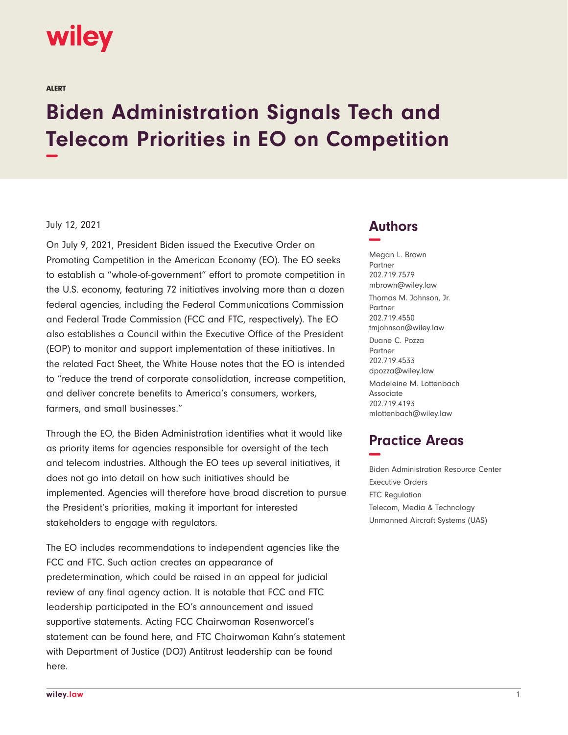wiley

ALERT

# Biden Administration Signals Tech and Telecom Priorities in EO on Competition

July 12, 2021

On July 9, 2021, President Biden issued the Executive Order on Promoting Competition in the American Economy (EO). The EO seeks to establish a "whole-of-government" effort to promote competition in the U.S. economy, featuring 72 initiatives involving more than a dozen federal agencies, including the Federal Communications Commission and Federal Trade Commission (FCC and FTC, respectively). The EO also establishes a Council within the Executive Office of the President (EOP) to monitor and support implementation of these initiatives. In the related Fact Sheet, the White House notes that the EO is intended to "reduce the trend of corporate consolidation, increase competition, and deliver concrete benefits to America's consumers, workers, farmers, and small businesses."

Through the EO, the Biden Administration identifies what it would like as priority items for agencies responsible for oversight of the tech and telecom industries. Although the EO tees up several initiatives, it does not go into detail on how such initiatives should be implemented. Agencies will therefore have broad discretion to pursue the President's priorities, making it important for interested stakeholders to engage with regulators.

The EO includes recommendations to independent agencies like the FCC and FTC. Such action creates an appearance of predetermination, which could be raised in an appeal for judicial review of any final agency action. It is notable that FCC and FTC leadership participated in the EO's announcement and issued supportive statements. Acting FCC Chairwoman Rosenworcel's statement can be found here, and FTC Chairwoman Kahn's statement with Department of Justice (DOJ) Antitrust leadership can be found here.

## Authors

Megan L. Brown
Partner
202.719.7579
mbrown@wiley.law

Thomas M. Johnson, Jr.
Partner
202.719.4550
tmjohnson@wiley.law

Duane C. Pozza
Partner
202.719.4533
dpozza@wiley.law

Madeleine M. Lottenbach
Associate
202.719.4193
mlottenbach@wiley.law

## Practice Areas

Biden Administration Resource Center
Executive Orders
FTC Regulation
Telecom, Media & Technology
Unmanned Aircraft Systems (UAS)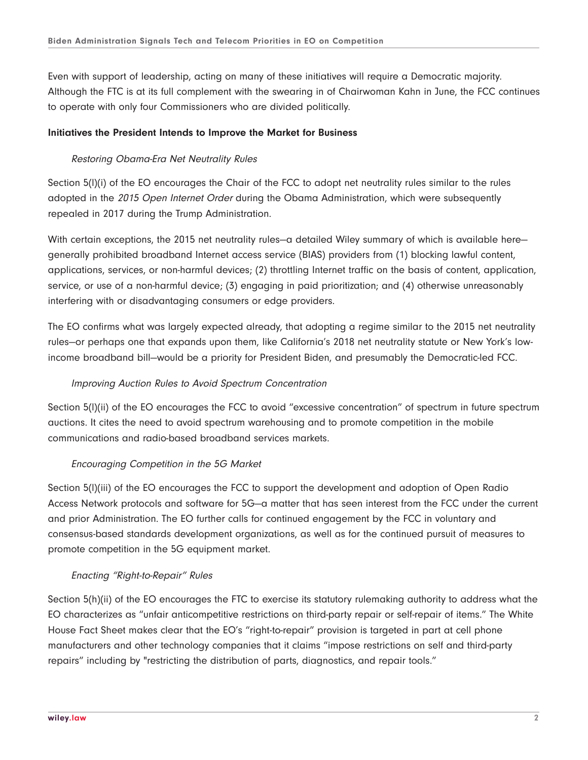Even with support of leadership, acting on many of these initiatives will require a Democratic majority. Although the FTC is at its full complement with the swearing in of Chairwoman Kahn in June, the FCC continues to operate with only four Commissioners who are divided politically.

**Initiatives the President Intends to Improve the Market for Business**

*Restoring Obama-Era Net Neutrality Rules*

Section 5(l)(i) of the EO encourages the Chair of the FCC to adopt net neutrality rules similar to the rules adopted in the *2015 Open Internet Order* during the Obama Administration, which were subsequently repealed in 2017 during the Trump Administration.

With certain exceptions, the 2015 net neutrality rules—a detailed Wiley summary of which is available here—generally prohibited broadband Internet access service (BIAS) providers from (1) blocking lawful content, applications, services, or non-harmful devices; (2) throttling Internet traffic on the basis of content, application, service, or use of a non-harmful device; (3) engaging in paid prioritization; and (4) otherwise unreasonably interfering with or disadvantaging consumers or edge providers.

The EO confirms what was largely expected already, that adopting a regime similar to the 2015 net neutrality rules—or perhaps one that expands upon them, like California's 2018 net neutrality statute or New York's low-income broadband bill—would be a priority for President Biden, and presumably the Democratic-led FCC.

*Improving Auction Rules to Avoid Spectrum Concentration*

Section 5(l)(ii) of the EO encourages the FCC to avoid "excessive concentration" of spectrum in future spectrum auctions. It cites the need to avoid spectrum warehousing and to promote competition in the mobile communications and radio-based broadband services markets.

*Encouraging Competition in the 5G Market*

Section 5(l)(iii) of the EO encourages the FCC to support the development and adoption of Open Radio Access Network protocols and software for 5G—a matter that has seen interest from the FCC under the current and prior Administration. The EO further calls for continued engagement by the FCC in voluntary and consensus-based standards development organizations, as well as for the continued pursuit of measures to promote competition in the 5G equipment market.

*Enacting "Right-to-Repair" Rules*

Section 5(h)(ii) of the EO encourages the FTC to exercise its statutory rulemaking authority to address what the EO characterizes as "unfair anticompetitive restrictions on third-party repair or self-repair of items." The White House Fact Sheet makes clear that the EO's "right-to-repair" provision is targeted in part at cell phone manufacturers and other technology companies that it claims "impose restrictions on self and third-party repairs" including by "restricting the distribution of parts, diagnostics, and repair tools."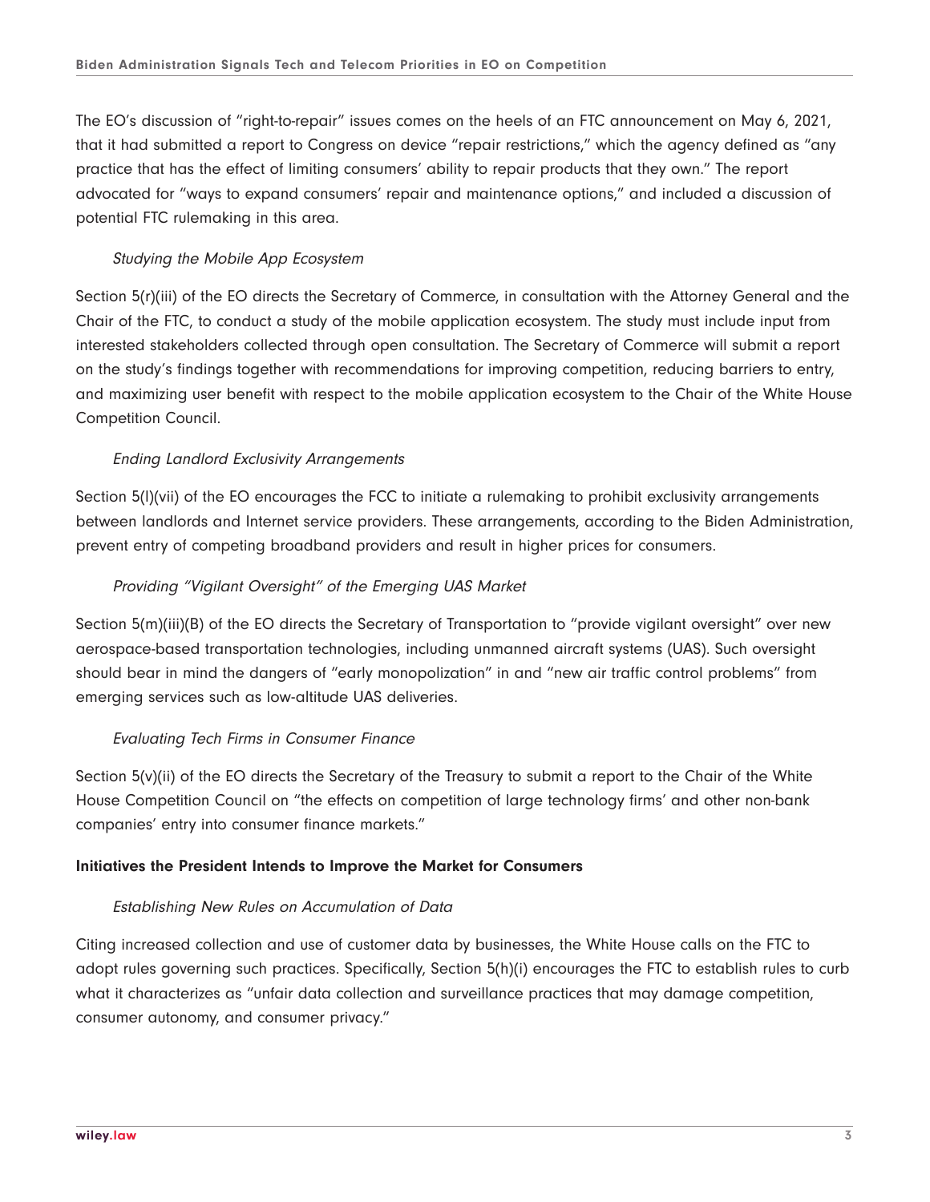The EO's discussion of "right-to-repair" issues comes on the heels of an FTC announcement on May 6, 2021, that it had submitted a report to Congress on device "repair restrictions," which the agency defined as "any practice that has the effect of limiting consumers' ability to repair products that they own." The report advocated for "ways to expand consumers' repair and maintenance options," and included a discussion of potential FTC rulemaking in this area.

*Studying the Mobile App Ecosystem*

Section 5(r)(iii) of the EO directs the Secretary of Commerce, in consultation with the Attorney General and the Chair of the FTC, to conduct a study of the mobile application ecosystem. The study must include input from interested stakeholders collected through open consultation. The Secretary of Commerce will submit a report on the study's findings together with recommendations for improving competition, reducing barriers to entry, and maximizing user benefit with respect to the mobile application ecosystem to the Chair of the White House Competition Council.

*Ending Landlord Exclusivity Arrangements*

Section 5(l)(vii) of the EO encourages the FCC to initiate a rulemaking to prohibit exclusivity arrangements between landlords and Internet service providers. These arrangements, according to the Biden Administration, prevent entry of competing broadband providers and result in higher prices for consumers.

*Providing "Vigilant Oversight" of the Emerging UAS Market*

Section 5(m)(iii)(B) of the EO directs the Secretary of Transportation to "provide vigilant oversight" over new aerospace-based transportation technologies, including unmanned aircraft systems (UAS). Such oversight should bear in mind the dangers of "early monopolization" in and "new air traffic control problems" from emerging services such as low-altitude UAS deliveries.

*Evaluating Tech Firms in Consumer Finance*

Section 5(v)(ii) of the EO directs the Secretary of the Treasury to submit a report to the Chair of the White House Competition Council on "the effects on competition of large technology firms' and other non-bank companies' entry into consumer finance markets."

**Initiatives the President Intends to Improve the Market for Consumers**

*Establishing New Rules on Accumulation of Data*

Citing increased collection and use of customer data by businesses, the White House calls on the FTC to adopt rules governing such practices. Specifically, Section 5(h)(i) encourages the FTC to establish rules to curb what it characterizes as "unfair data collection and surveillance practices that may damage competition, consumer autonomy, and consumer privacy."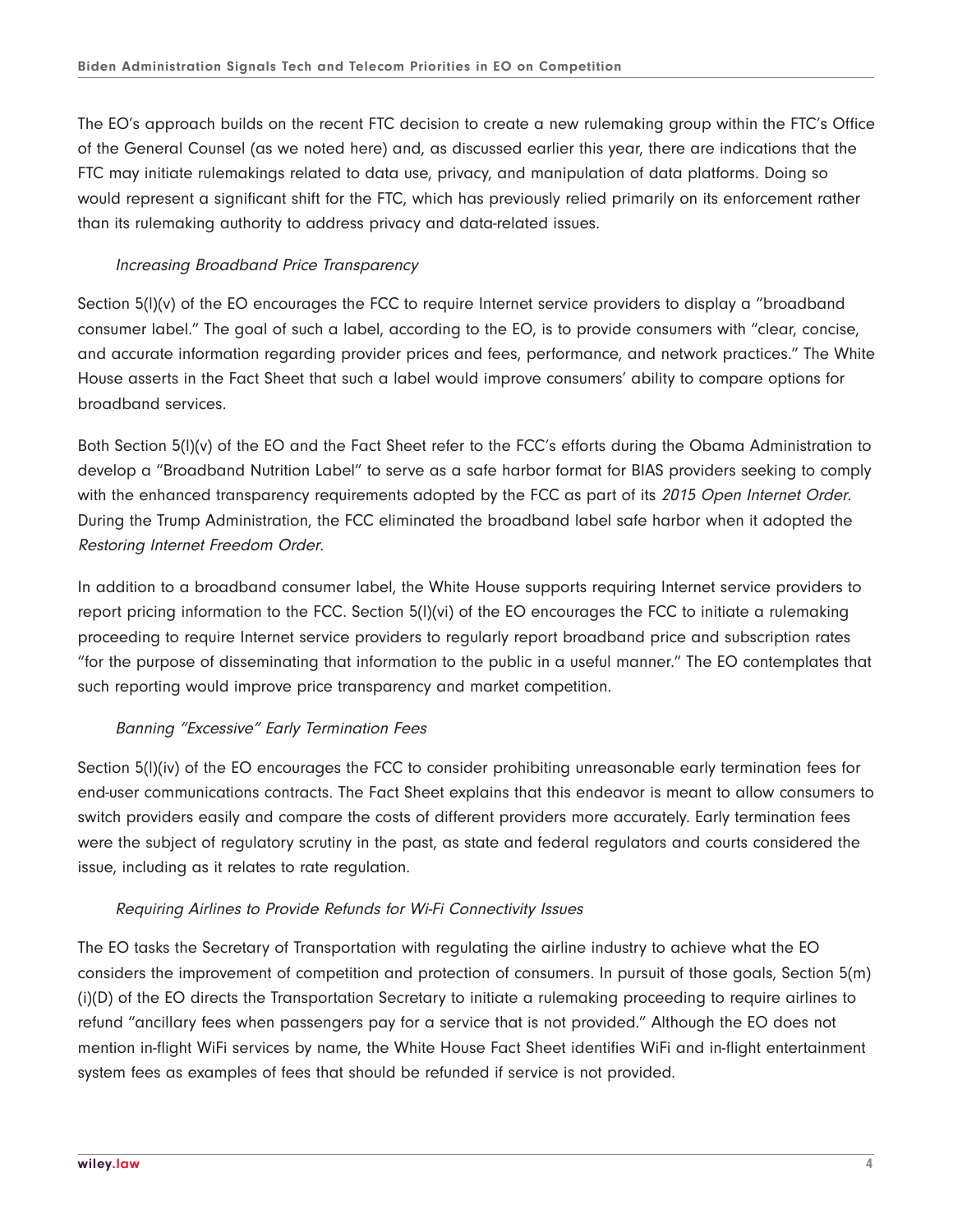The EO's approach builds on the recent FTC decision to create a new rulemaking group within the FTC's Office of the General Counsel (as we noted here) and, as discussed earlier this year, there are indications that the FTC may initiate rulemakings related to data use, privacy, and manipulation of data platforms. Doing so would represent a significant shift for the FTC, which has previously relied primarily on its enforcement rather than its rulemaking authority to address privacy and data-related issues.

*Increasing Broadband Price Transparency*

Section 5(l)(v) of the EO encourages the FCC to require Internet service providers to display a "broadband consumer label." The goal of such a label, according to the EO, is to provide consumers with "clear, concise, and accurate information regarding provider prices and fees, performance, and network practices." The White House asserts in the Fact Sheet that such a label would improve consumers' ability to compare options for broadband services.

Both Section 5(l)(v) of the EO and the Fact Sheet refer to the FCC's efforts during the Obama Administration to develop a "Broadband Nutrition Label" to serve as a safe harbor format for BIAS providers seeking to comply with the enhanced transparency requirements adopted by the FCC as part of its *2015 Open Internet Order*. During the Trump Administration, the FCC eliminated the broadband label safe harbor when it adopted the *Restoring Internet Freedom Order*.

In addition to a broadband consumer label, the White House supports requiring Internet service providers to report pricing information to the FCC. Section 5(l)(vi) of the EO encourages the FCC to initiate a rulemaking proceeding to require Internet service providers to regularly report broadband price and subscription rates "for the purpose of disseminating that information to the public in a useful manner." The EO contemplates that such reporting would improve price transparency and market competition.

*Banning "Excessive" Early Termination Fees*

Section 5(l)(iv) of the EO encourages the FCC to consider prohibiting unreasonable early termination fees for end-user communications contracts. The Fact Sheet explains that this endeavor is meant to allow consumers to switch providers easily and compare the costs of different providers more accurately. Early termination fees were the subject of regulatory scrutiny in the past, as state and federal regulators and courts considered the issue, including as it relates to rate regulation.

*Requiring Airlines to Provide Refunds for Wi-Fi Connectivity Issues*

The EO tasks the Secretary of Transportation with regulating the airline industry to achieve what the EO considers the improvement of competition and protection of consumers. In pursuit of those goals, Section 5(m)(i)(D) of the EO directs the Transportation Secretary to initiate a rulemaking proceeding to require airlines to refund "ancillary fees when passengers pay for a service that is not provided." Although the EO does not mention in-flight WiFi services by name, the White House Fact Sheet identifies WiFi and in-flight entertainment system fees as examples of fees that should be refunded if service is not provided.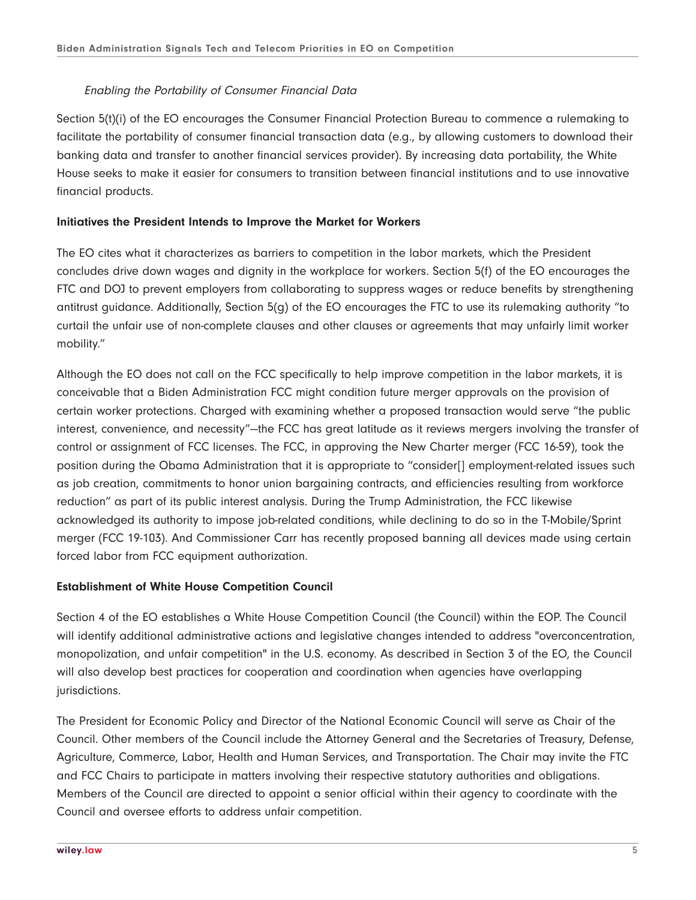*Enabling the Portability of Consumer Financial Data*

Section 5(t)(i) of the EO encourages the Consumer Financial Protection Bureau to commence a rulemaking to facilitate the portability of consumer financial transaction data (e.g., by allowing customers to download their banking data and transfer to another financial services provider). By increasing data portability, the White House seeks to make it easier for consumers to transition between financial institutions and to use innovative financial products.

**Initiatives the President Intends to Improve the Market for Workers**

The EO cites what it characterizes as barriers to competition in the labor markets, which the President concludes drive down wages and dignity in the workplace for workers. Section 5(f) of the EO encourages the FTC and DOJ to prevent employers from collaborating to suppress wages or reduce benefits by strengthening antitrust guidance. Additionally, Section 5(g) of the EO encourages the FTC to use its rulemaking authority "to curtail the unfair use of non-complete clauses and other clauses or agreements that may unfairly limit worker mobility."

Although the EO does not call on the FCC specifically to help improve competition in the labor markets, it is conceivable that a Biden Administration FCC might condition future merger approvals on the provision of certain worker protections. Charged with examining whether a proposed transaction would serve "the public interest, convenience, and necessity"—the FCC has great latitude as it reviews mergers involving the transfer of control or assignment of FCC licenses. The FCC, in approving the New Charter merger (FCC 16-59), took the position during the Obama Administration that it is appropriate to "consider[] employment-related issues such as job creation, commitments to honor union bargaining contracts, and efficiencies resulting from workforce reduction" as part of its public interest analysis. During the Trump Administration, the FCC likewise acknowledged its authority to impose job-related conditions, while declining to do so in the T-Mobile/Sprint merger (FCC 19-103). And Commissioner Carr has recently proposed banning all devices made using certain forced labor from FCC equipment authorization.

**Establishment of White House Competition Council**

Section 4 of the EO establishes a White House Competition Council (the Council) within the EOP. The Council will identify additional administrative actions and legislative changes intended to address "overconcentration, monopolization, and unfair competition" in the U.S. economy. As described in Section 3 of the EO, the Council will also develop best practices for cooperation and coordination when agencies have overlapping jurisdictions.

The President for Economic Policy and Director of the National Economic Council will serve as Chair of the Council. Other members of the Council include the Attorney General and the Secretaries of Treasury, Defense, Agriculture, Commerce, Labor, Health and Human Services, and Transportation. The Chair may invite the FTC and FCC Chairs to participate in matters involving their respective statutory authorities and obligations. Members of the Council are directed to appoint a senior official within their agency to coordinate with the Council and oversee efforts to address unfair competition.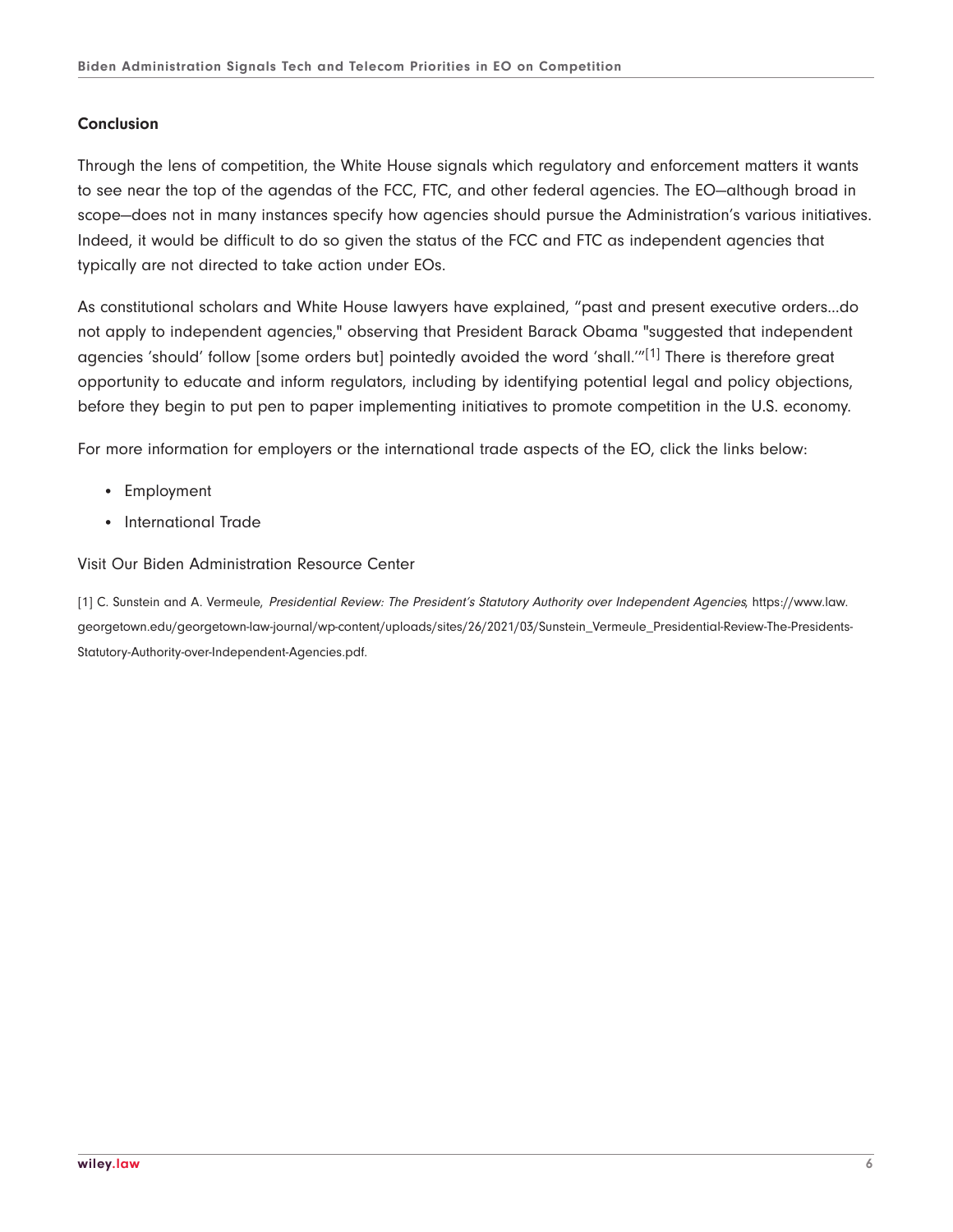## Conclusion

Through the lens of competition, the White House signals which regulatory and enforcement matters it wants to see near the top of the agendas of the FCC, FTC, and other federal agencies. The EO—although broad in scope—does not in many instances specify how agencies should pursue the Administration's various initiatives. Indeed, it would be difficult to do so given the status of the FCC and FTC as independent agencies that typically are not directed to take action under EOs.

As constitutional scholars and White House lawyers have explained, "past and present executive orders...do not apply to independent agencies," observing that President Barack Obama "suggested that independent agencies 'should' follow [some orders but] pointedly avoided the word 'shall.'"[1] There is therefore great opportunity to educate and inform regulators, including by identifying potential legal and policy objections, before they begin to put pen to paper implementing initiatives to promote competition in the U.S. economy.

For more information for employers or the international trade aspects of the EO, click the links below:

- Employment
- International Trade

Visit Our Biden Administration Resource Center

[1] C. Sunstein and A. Vermeule, *Presidential Review: The President's Statutory Authority over Independent Agencies*, https://www.law.georgetown.edu/georgetown-law-journal/wp-content/uploads/sites/26/2021/03/Sunstein_Vermeule_Presidential-Review-The-Presidents-Statutory-Authority-over-Independent-Agencies.pdf.